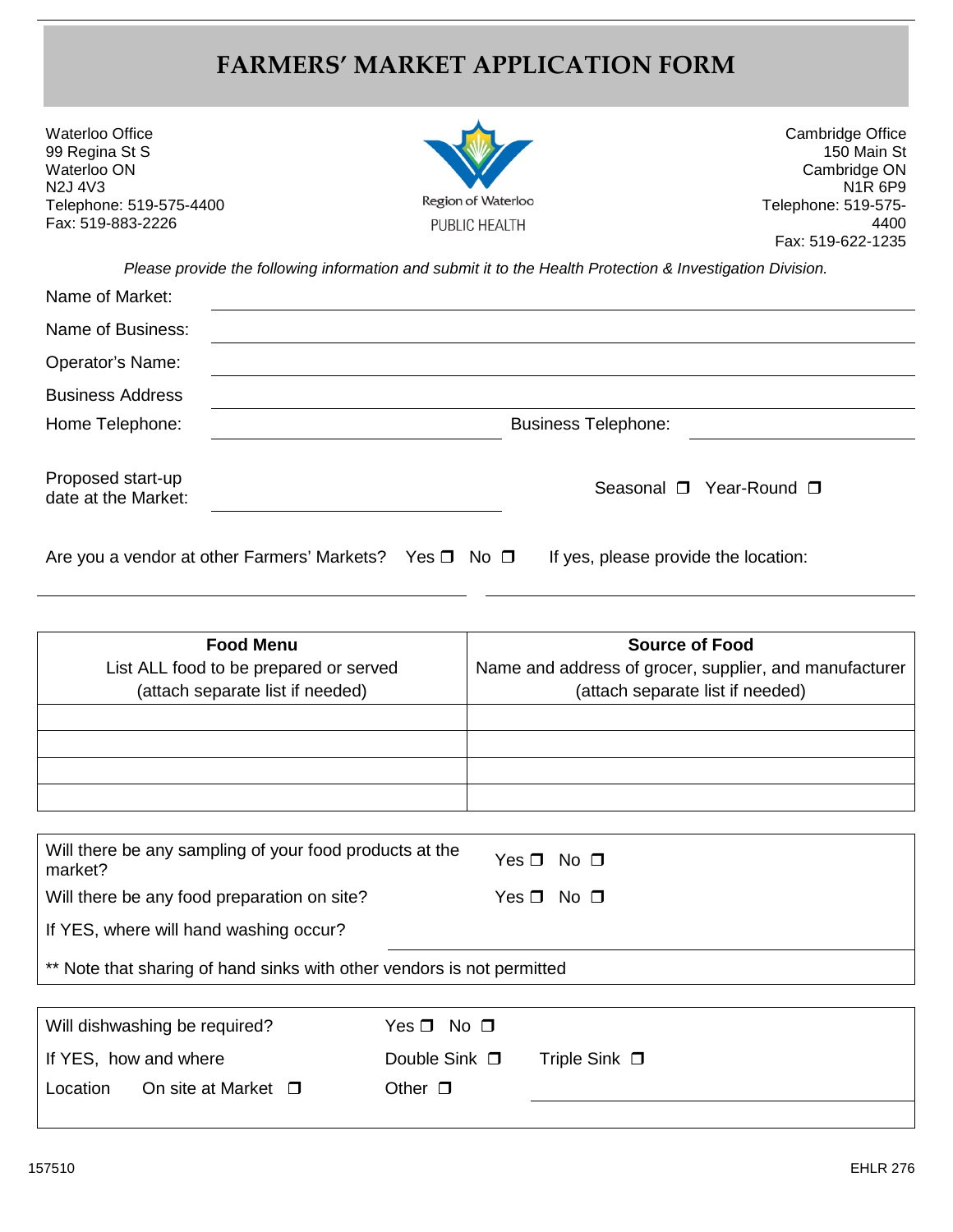# FARMERS' MARKET APPLICATION FORM

Waterloo Office
99 Regina St S
Waterloo ON
N2J 4V3
Telephone: 519-575-4400
Fax: 519-883-2226

Region of Waterloo
PUBLIC HEALTH

Cambridge Office
150 Main St
Cambridge ON
N1R 6P9
Telephone: 519-575-4400
Fax: 519-622-1235

*Please provide the following information and submit it to the Health Protection & Investigation Division.*

Name of Market: ______________________________

Name of Business: ______________________________

Operator's Name: ______________________________

Business Address ______________________________

Home Telephone: ______________________________ Business Telephone: ______________________________

Proposed start-up date at the Market: ______________________________ Seasonal ❒ Year-Round ❒

Are you a vendor at other Farmers' Markets? Yes ❒ No ❒ If yes, please provide the location:

______________________________ ______________________________

| **Food Menu**<br>List ALL food to be prepared or served<br>(attach separate list if needed) | **Source of Food**<br>Name and address of grocer, supplier, and manufacturer<br>(attach separate list if needed) |
|---|---|
| | |
| | |
| | |
| | |

Will there be any sampling of your food products at the market? Yes ❒ No ❒

Will there be any food preparation on site? Yes ❒ No ❒

If YES, where will hand washing occur? ______________________________

** Note that sharing of hand sinks with other vendors is not permitted

Will dishwashing be required? Yes ❒ No ❒

If YES, how and where Double Sink ❒ Triple Sink ❒

Location On site at Market ❒ Other ❒ ______________________________

157510 EHLR 276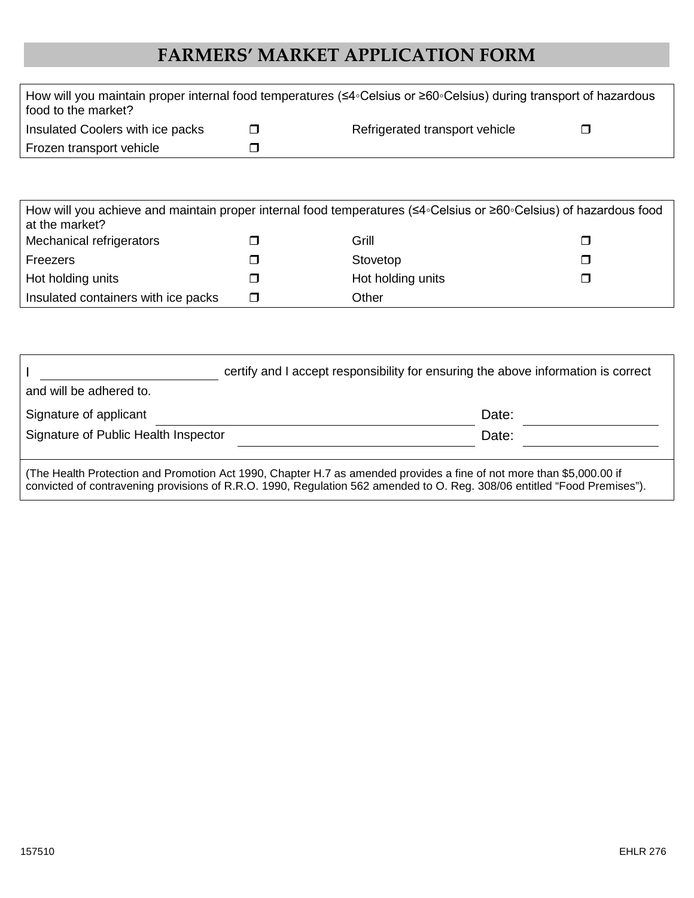# FARMERS' MARKET APPLICATION FORM

How will you maintain proper internal food temperatures (≤4◦Celsius or ≥60◦Celsius) during transport of hazardous food to the market?

| | | | |
|---|---|---|---|
| Insulated Coolers with ice packs | ❒ | Refrigerated transport vehicle | ❒ |
| Frozen transport vehicle | ❒ | | |

How will you achieve and maintain proper internal food temperatures (≤4◦Celsius or ≥60◦Celsius) of hazardous food at the market?

| | | | |
|---|---|---|---|
| Mechanical refrigerators | ❒ | Grill | ❒ |
| Freezers | ❒ | Stovetop | ❒ |
| Hot holding units | ❒ | Hot holding units | ❒ |
| Insulated containers with ice packs | ❒ | Other | |

I ____________________ certify and I accept responsibility for ensuring the above information is correct and will be adhered to.

Signature of applicant ________________________________ Date: ______________

Signature of Public Health Inspector ________________________________ Date: ______________

(The Health Protection and Promotion Act 1990, Chapter H.7 as amended provides a fine of not more than $5,000.00 if convicted of contravening provisions of R.R.O. 1990, Regulation 562 amended to O. Reg. 308/06 entitled "Food Premises").

157510 EHLR 276